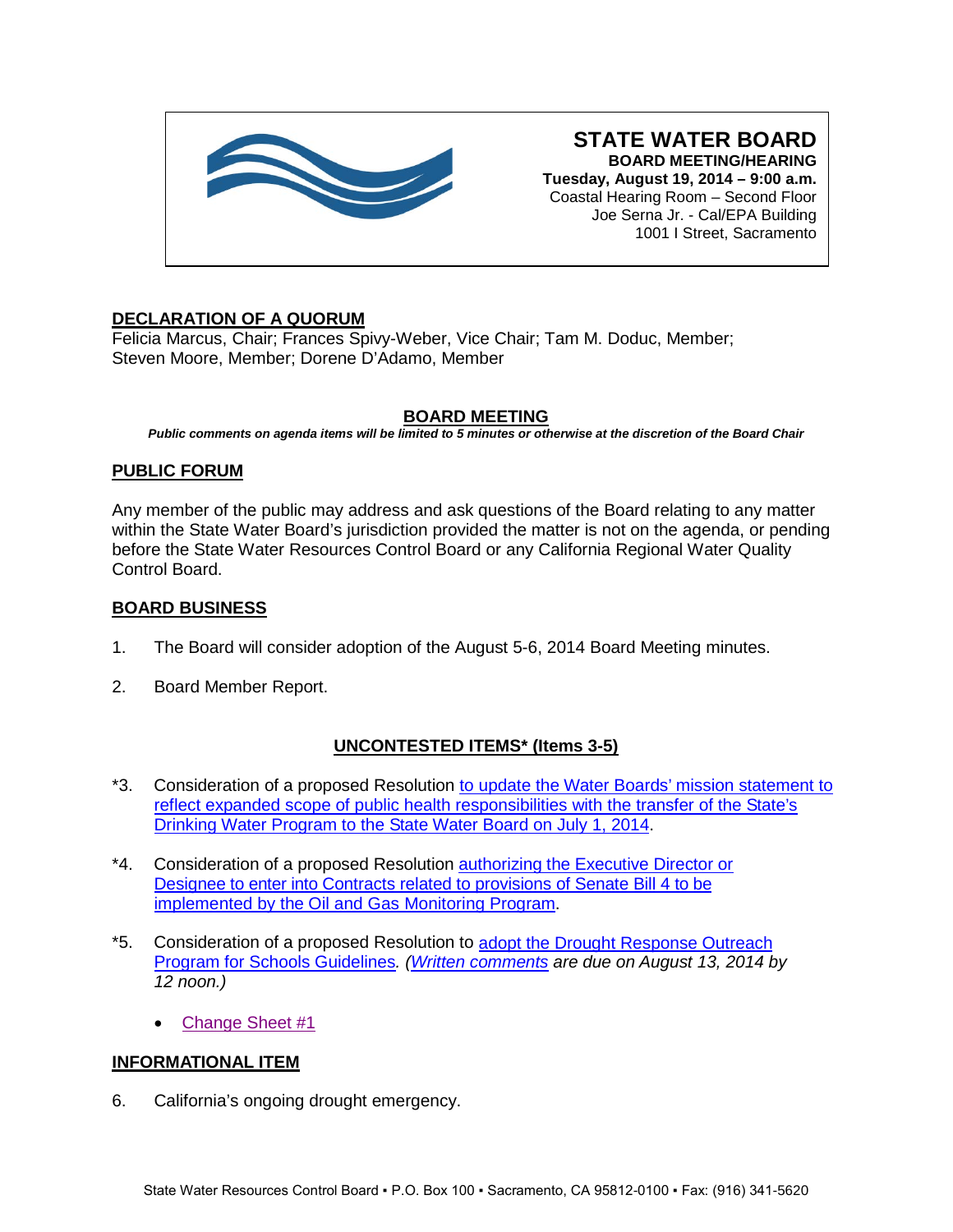# STATE WATER BOARD

**BOARD MEETING/HEARING**
**Tuesday, August 19, 2014 – 9:00 a.m.**
Coastal Hearing Room – Second Floor
Joe Serna Jr. - Cal/EPA Building
1001 I Street, Sacramento

## DECLARATION OF A QUORUM

Felicia Marcus, Chair; Frances Spivy-Weber, Vice Chair; Tam M. Doduc, Member; Steven Moore, Member; Dorene D'Adamo, Member

## BOARD MEETING

***Public comments on agenda items will be limited to 5 minutes or otherwise at the discretion of the Board Chair***

## PUBLIC FORUM

Any member of the public may address and ask questions of the Board relating to any matter within the State Water Board's jurisdiction provided the matter is not on the agenda, or pending before the State Water Resources Control Board or any California Regional Water Quality Control Board.

## BOARD BUSINESS

1. The Board will consider adoption of the August 5-6, 2014 Board Meeting minutes.

2. Board Member Report.

## UNCONTESTED ITEMS* (Items 3-5)

*3. Consideration of a proposed Resolution to update the Water Boards' mission statement to reflect expanded scope of public health responsibilities with the transfer of the State's Drinking Water Program to the State Water Board on July 1, 2014.

*4. Consideration of a proposed Resolution authorizing the Executive Director or Designee to enter into Contracts related to provisions of Senate Bill 4 to be implemented by the Oil and Gas Monitoring Program.

*5. Consideration of a proposed Resolution to adopt the Drought Response Outreach Program for Schools Guidelines*. (Written comments are due on August 13, 2014 by 12 noon.)*

- Change Sheet #1

## INFORMATIONAL ITEM

6. California's ongoing drought emergency.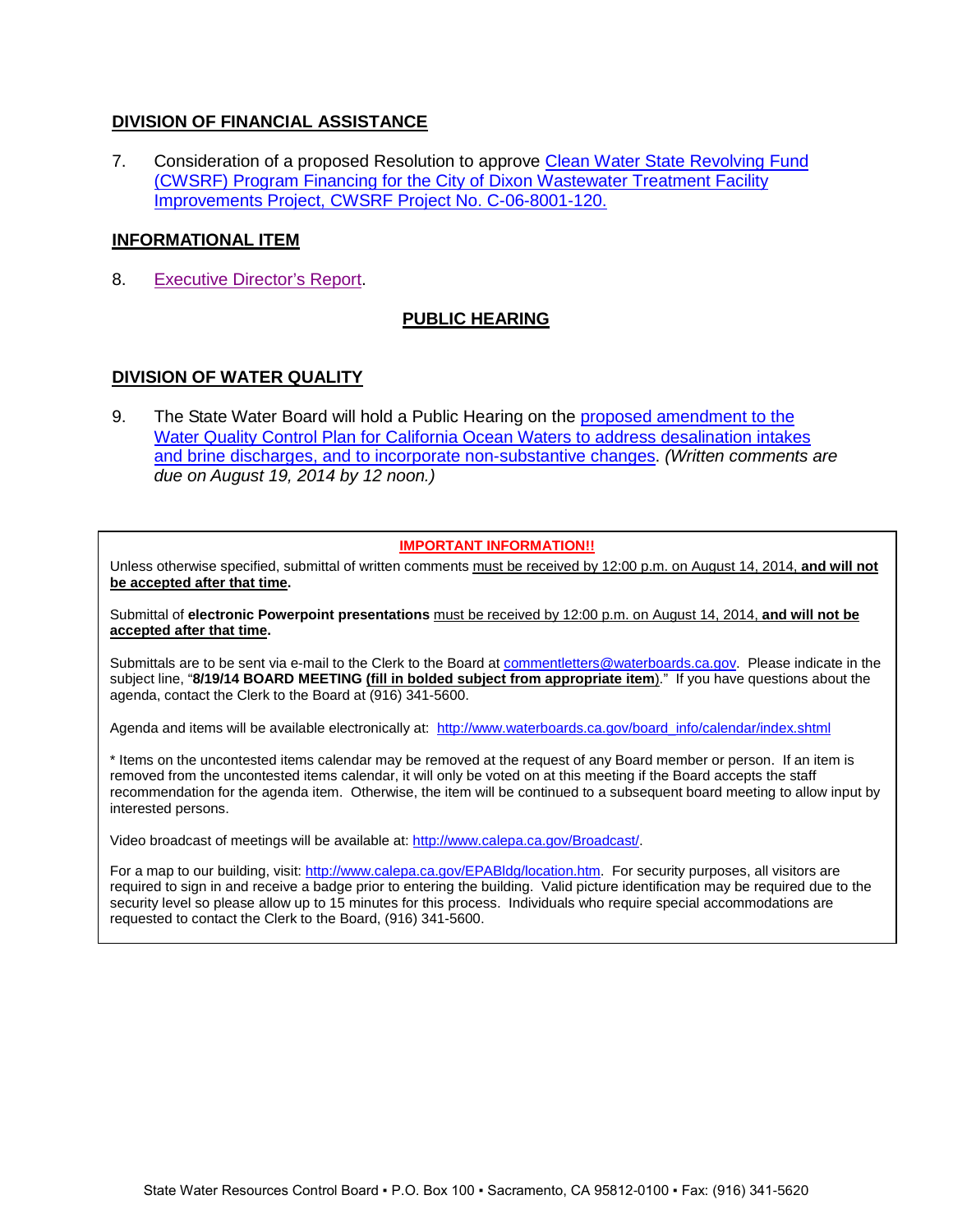## DIVISION OF FINANCIAL ASSISTANCE

7. Consideration of a proposed Resolution to approve Clean Water State Revolving Fund (CWSRF) Program Financing for the City of Dixon Wastewater Treatment Facility Improvements Project, CWSRF Project No. C-06-8001-120.

## INFORMATIONAL ITEM

8. Executive Director's Report.

## PUBLIC HEARING

## DIVISION OF WATER QUALITY

9. The State Water Board will hold a Public Hearing on the proposed amendment to the Water Quality Control Plan for California Ocean Waters to address desalination intakes and brine discharges, and to incorporate non-substantive changes. *(Written comments are due on August 19, 2014 by 12 noon.)*

---

**IMPORTANT INFORMATION!!**

Unless otherwise specified, submittal of written comments must be received by 12:00 p.m. on August 14, 2014, **and will not be accepted after that time.**

Submittal of **electronic Powerpoint presentations** must be received by 12:00 p.m. on August 14, 2014, **and will not be accepted after that time.**

Submittals are to be sent via e-mail to the Clerk to the Board at commentletters@waterboards.ca.gov. Please indicate in the subject line, "**8/19/14 BOARD MEETING (fill in bolded subject from appropriate item)**." If you have questions about the agenda, contact the Clerk to the Board at (916) 341-5600.

Agenda and items will be available electronically at: http://www.waterboards.ca.gov/board_info/calendar/index.shtml

* Items on the uncontested items calendar may be removed at the request of any Board member or person. If an item is removed from the uncontested items calendar, it will only be voted on at this meeting if the Board accepts the staff recommendation for the agenda item. Otherwise, the item will be continued to a subsequent board meeting to allow input by interested persons.

Video broadcast of meetings will be available at: http://www.calepa.ca.gov/Broadcast/.

For a map to our building, visit: http://www.calepa.ca.gov/EPABldg/location.htm. For security purposes, all visitors are required to sign in and receive a badge prior to entering the building. Valid picture identification may be required due to the security level so please allow up to 15 minutes for this process. Individuals who require special accommodations are requested to contact the Clerk to the Board, (916) 341-5600.